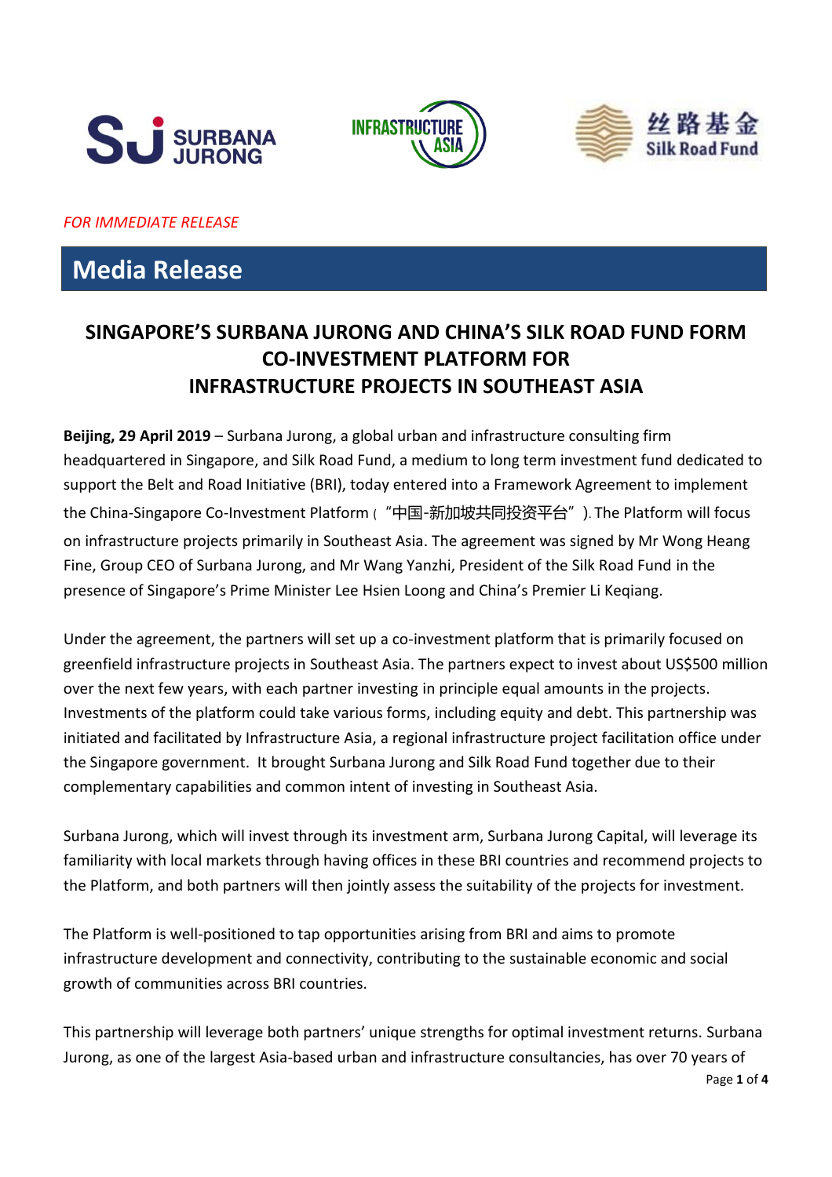*FOR IMMEDIATE RELEASE*

# Media Release

## SINGAPORE'S SURBANA JURONG AND CHINA'S SILK ROAD FUND FORM CO-INVESTMENT PLATFORM FOR INFRASTRUCTURE PROJECTS IN SOUTHEAST ASIA

**Beijing, 29 April 2019** – Surbana Jurong, a global urban and infrastructure consulting firm headquartered in Singapore, and Silk Road Fund, a medium to long term investment fund dedicated to support the Belt and Road Initiative (BRI), today entered into a Framework Agreement to implement the China-Singapore Co-Investment Platform（"中国-新加坡共同投资平台"）. The Platform will focus on infrastructure projects primarily in Southeast Asia. The agreement was signed by Mr Wong Heang Fine, Group CEO of Surbana Jurong, and Mr Wang Yanzhi, President of the Silk Road Fund in the presence of Singapore's Prime Minister Lee Hsien Loong and China's Premier Li Keqiang.

Under the agreement, the partners will set up a co-investment platform that is primarily focused on greenfield infrastructure projects in Southeast Asia. The partners expect to invest about US$500 million over the next few years, with each partner investing in principle equal amounts in the projects. Investments of the platform could take various forms, including equity and debt. This partnership was initiated and facilitated by Infrastructure Asia, a regional infrastructure project facilitation office under the Singapore government. It brought Surbana Jurong and Silk Road Fund together due to their complementary capabilities and common intent of investing in Southeast Asia.

Surbana Jurong, which will invest through its investment arm, Surbana Jurong Capital, will leverage its familiarity with local markets through having offices in these BRI countries and recommend projects to the Platform, and both partners will then jointly assess the suitability of the projects for investment.

The Platform is well-positioned to tap opportunities arising from BRI and aims to promote infrastructure development and connectivity, contributing to the sustainable economic and social growth of communities across BRI countries.

This partnership will leverage both partners' unique strengths for optimal investment returns. Surbana Jurong, as one of the largest Asia-based urban and infrastructure consultancies, has over 70 years of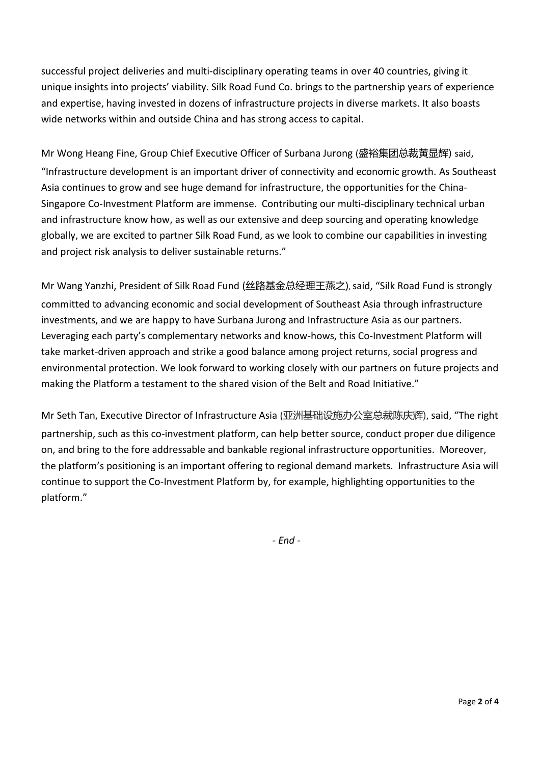successful project deliveries and multi-disciplinary operating teams in over 40 countries, giving it unique insights into projects' viability. Silk Road Fund Co. brings to the partnership years of experience and expertise, having invested in dozens of infrastructure projects in diverse markets. It also boasts wide networks within and outside China and has strong access to capital.

Mr Wong Heang Fine, Group Chief Executive Officer of Surbana Jurong (盛裕集团总裁黄显辉) said, "Infrastructure development is an important driver of connectivity and economic growth. As Southeast Asia continues to grow and see huge demand for infrastructure, the opportunities for the China-Singapore Co-Investment Platform are immense. Contributing our multi-disciplinary technical urban and infrastructure know how, as well as our extensive and deep sourcing and operating knowledge globally, we are excited to partner Silk Road Fund, as we look to combine our capabilities in investing and project risk analysis to deliver sustainable returns."

Mr Wang Yanzhi, President of Silk Road Fund (丝路基金总经理王燕之), said, "Silk Road Fund is strongly committed to advancing economic and social development of Southeast Asia through infrastructure investments, and we are happy to have Surbana Jurong and Infrastructure Asia as our partners. Leveraging each party's complementary networks and know-hows, this Co-Investment Platform will take market-driven approach and strike a good balance among project returns, social progress and environmental protection. We look forward to working closely with our partners on future projects and making the Platform a testament to the shared vision of the Belt and Road Initiative."

Mr Seth Tan, Executive Director of Infrastructure Asia (亚洲基础设施办公室总裁陈庆辉), said, "The right partnership, such as this co-investment platform, can help better source, conduct proper due diligence on, and bring to the fore addressable and bankable regional infrastructure opportunities. Moreover, the platform's positioning is an important offering to regional demand markets. Infrastructure Asia will continue to support the Co-Investment Platform by, for example, highlighting opportunities to the platform."

*- End -*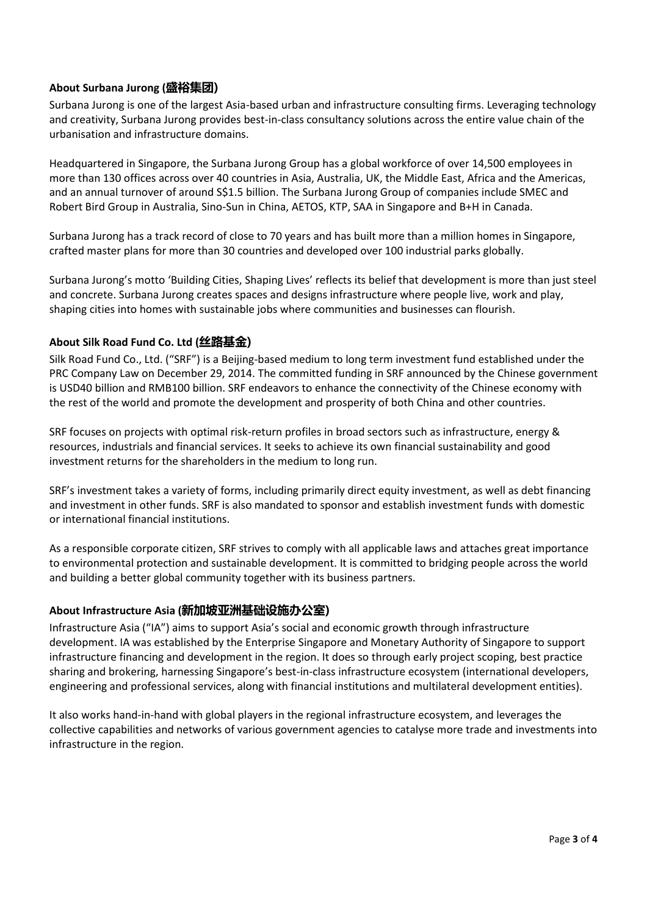### About Surbana Jurong (盛裕集团)

Surbana Jurong is one of the largest Asia-based urban and infrastructure consulting firms. Leveraging technology and creativity, Surbana Jurong provides best-in-class consultancy solutions across the entire value chain of the urbanisation and infrastructure domains.

Headquartered in Singapore, the Surbana Jurong Group has a global workforce of over 14,500 employees in more than 130 offices across over 40 countries in Asia, Australia, UK, the Middle East, Africa and the Americas, and an annual turnover of around S$1.5 billion. The Surbana Jurong Group of companies include SMEC and Robert Bird Group in Australia, Sino-Sun in China, AETOS, KTP, SAA in Singapore and B+H in Canada.

Surbana Jurong has a track record of close to 70 years and has built more than a million homes in Singapore, crafted master plans for more than 30 countries and developed over 100 industrial parks globally.

Surbana Jurong's motto 'Building Cities, Shaping Lives' reflects its belief that development is more than just steel and concrete. Surbana Jurong creates spaces and designs infrastructure where people live, work and play, shaping cities into homes with sustainable jobs where communities and businesses can flourish.

### About Silk Road Fund Co. Ltd (丝路基金)

Silk Road Fund Co., Ltd. ("SRF") is a Beijing-based medium to long term investment fund established under the PRC Company Law on December 29, 2014. The committed funding in SRF announced by the Chinese government is USD40 billion and RMB100 billion. SRF endeavors to enhance the connectivity of the Chinese economy with the rest of the world and promote the development and prosperity of both China and other countries.

SRF focuses on projects with optimal risk-return profiles in broad sectors such as infrastructure, energy & resources, industrials and financial services. It seeks to achieve its own financial sustainability and good investment returns for the shareholders in the medium to long run.

SRF's investment takes a variety of forms, including primarily direct equity investment, as well as debt financing and investment in other funds. SRF is also mandated to sponsor and establish investment funds with domestic or international financial institutions.

As a responsible corporate citizen, SRF strives to comply with all applicable laws and attaches great importance to environmental protection and sustainable development. It is committed to bridging people across the world and building a better global community together with its business partners.

### About Infrastructure Asia (新加坡亚洲基础设施办公室)

Infrastructure Asia ("IA") aims to support Asia's social and economic growth through infrastructure development. IA was established by the Enterprise Singapore and Monetary Authority of Singapore to support infrastructure financing and development in the region. It does so through early project scoping, best practice sharing and brokering, harnessing Singapore's best-in-class infrastructure ecosystem (international developers, engineering and professional services, along with financial institutions and multilateral development entities).

It also works hand-in-hand with global players in the regional infrastructure ecosystem, and leverages the collective capabilities and networks of various government agencies to catalyse more trade and investments into infrastructure in the region.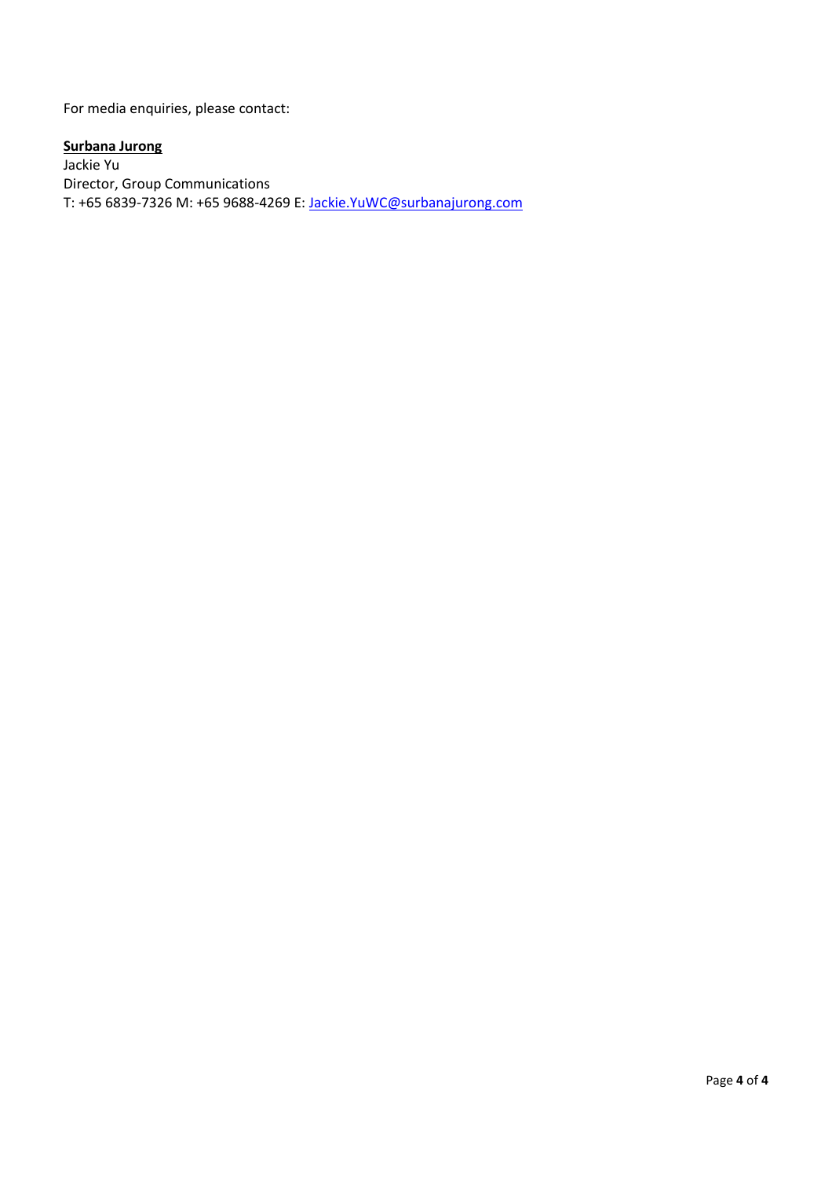For media enquiries, please contact:

**Surbana Jurong**
Jackie Yu
Director, Group Communications
T: +65 6839-7326 M: +65 9688-4269 E: Jackie.YuWC@surbanajurong.com